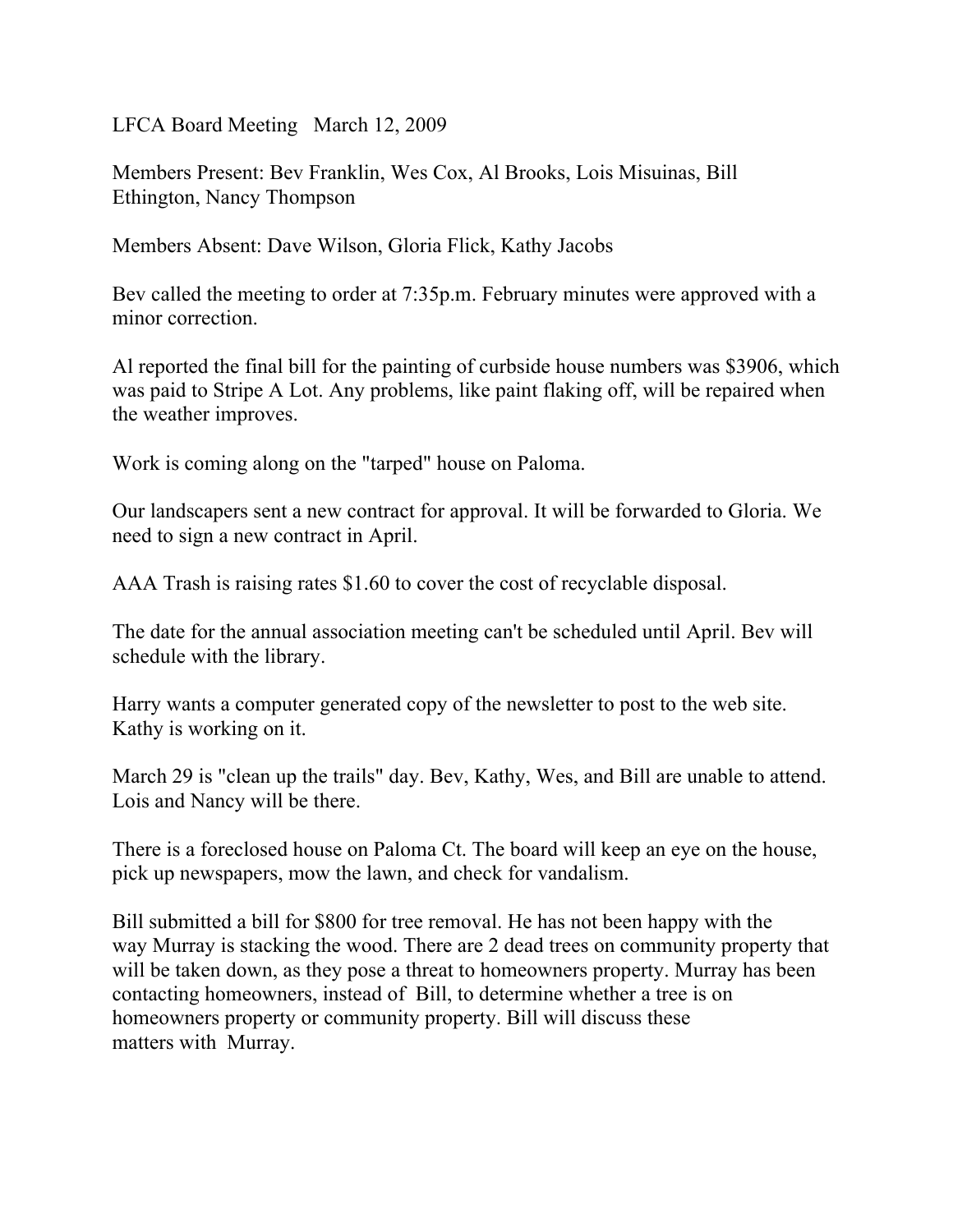LFCA Board Meeting   March 12, 2009

Members Present: Bev Franklin, Wes Cox, Al Brooks, Lois Misuinas, Bill Ethington, Nancy Thompson

Members Absent: Dave Wilson, Gloria Flick, Kathy Jacobs

Bev called the meeting to order at 7:35p.m. February minutes were approved with a minor correction.

Al reported the final bill for the painting of curbside house numbers was $3906, which was paid to Stripe A Lot. Any problems, like paint flaking off, will be repaired when the weather improves.

Work is coming along on the "tarped" house on Paloma.

Our landscapers sent a new contract for approval. It will be forwarded to Gloria. We need to sign a new contract in April.

AAA Trash is raising rates $1.60 to cover the cost of recyclable disposal.

The date for the annual association meeting can't be scheduled until April. Bev will schedule with the library.

Harry wants a computer generated copy of the newsletter to post to the web site. Kathy is working on it.

March 29 is "clean up the trails" day. Bev, Kathy, Wes, and Bill are unable to attend. Lois and Nancy will be there.

There is a foreclosed house on Paloma Ct. The board will keep an eye on the house, pick up newspapers, mow the lawn, and check for vandalism.

Bill submitted a bill for $800 for tree removal. He has not been happy with the way Murray is stacking the wood. There are 2 dead trees on community property that will be taken down, as they pose a threat to homeowners property. Murray has been contacting homeowners, instead of Bill, to determine whether a tree is on homeowners property or community property. Bill will discuss these matters with Murray.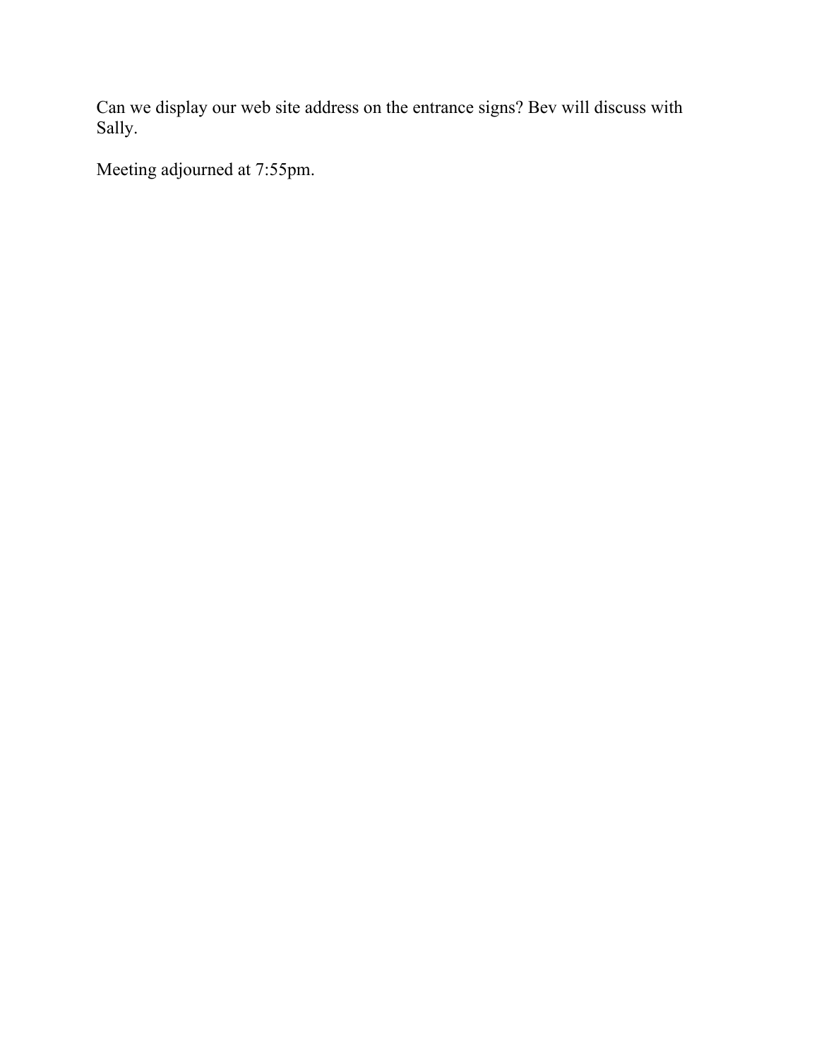Can we display our web site address on the entrance signs? Bev will discuss with Sally.

Meeting adjourned at 7:55pm.